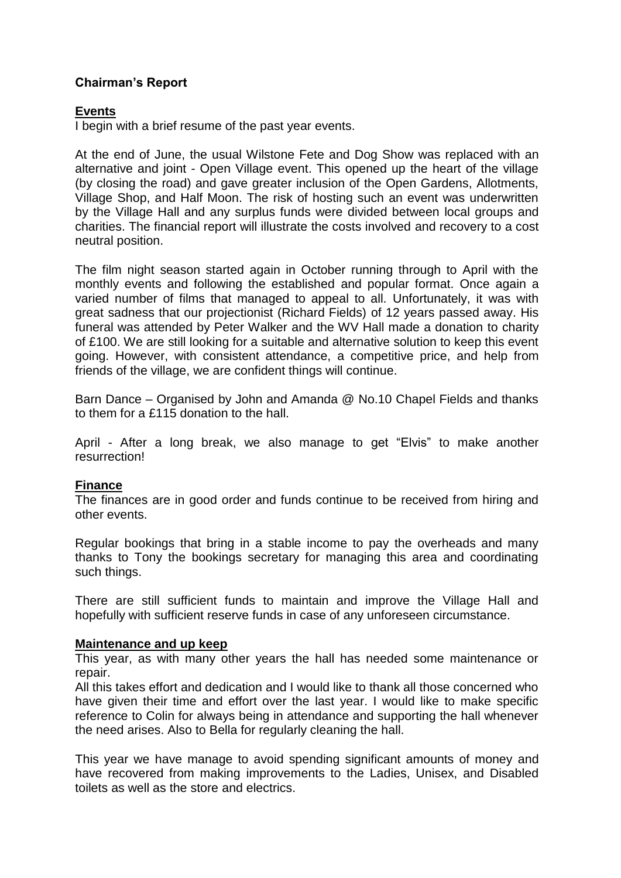**Chairman's Report**

**Events**

I begin with a brief resume of the past year events.

At the end of June, the usual Wilstone Fete and Dog Show was replaced with an alternative and joint - Open Village event. This opened up the heart of the village (by closing the road) and gave greater inclusion of the Open Gardens, Allotments, Village Shop, and Half Moon. The risk of hosting such an event was underwritten by the Village Hall and any surplus funds were divided between local groups and charities. The financial report will illustrate the costs involved and recovery to a cost neutral position.

The film night season started again in October running through to April with the monthly events and following the established and popular format. Once again a varied number of films that managed to appeal to all. Unfortunately, it was with great sadness that our projectionist (Richard Fields) of 12 years passed away. His funeral was attended by Peter Walker and the WV Hall made a donation to charity of £100. We are still looking for a suitable and alternative solution to keep this event going. However, with consistent attendance, a competitive price, and help from friends of the village, we are confident things will continue.

Barn Dance – Organised by John and Amanda @ No.10 Chapel Fields and thanks to them for a £115 donation to the hall.

April - After a long break, we also manage to get "Elvis" to make another resurrection!

**Finance**

The finances are in good order and funds continue to be received from hiring and other events.

Regular bookings that bring in a stable income to pay the overheads and many thanks to Tony the bookings secretary for managing this area and coordinating such things.

There are still sufficient funds to maintain and improve the Village Hall and hopefully with sufficient reserve funds in case of any unforeseen circumstance.

**Maintenance and up keep**

This year, as with many other years the hall has needed some maintenance or repair.

All this takes effort and dedication and I would like to thank all those concerned who have given their time and effort over the last year. I would like to make specific reference to Colin for always being in attendance and supporting the hall whenever the need arises. Also to Bella for regularly cleaning the hall.

This year we have manage to avoid spending significant amounts of money and have recovered from making improvements to the Ladies, Unisex, and Disabled toilets as well as the store and electrics.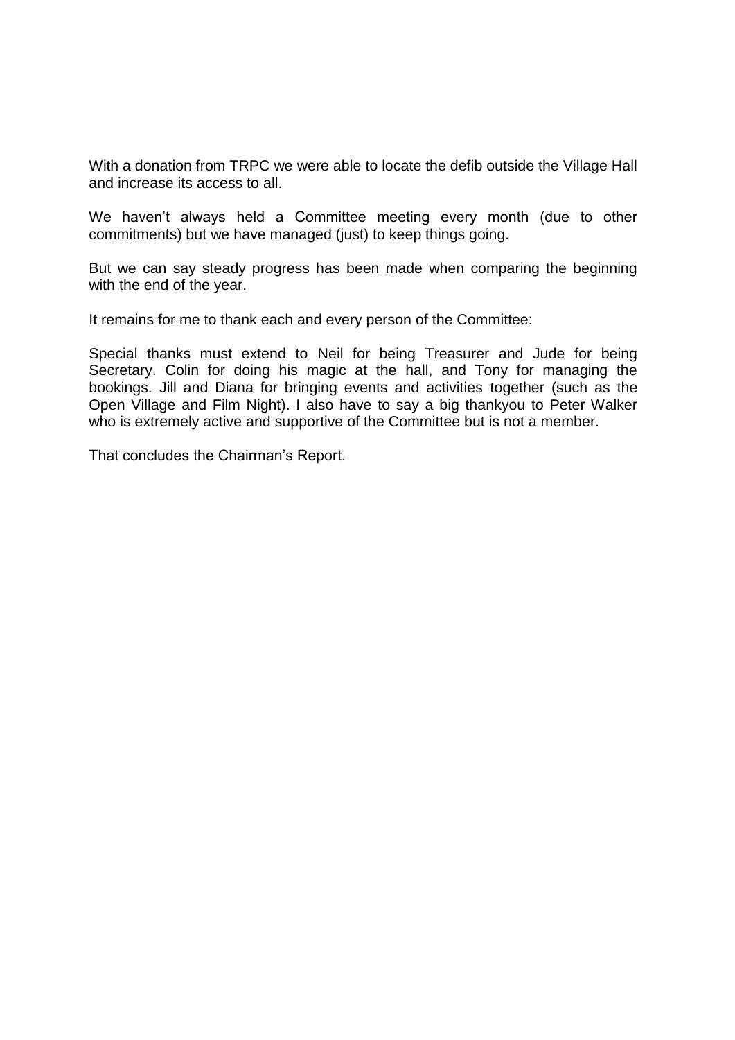With a donation from TRPC we were able to locate the defib outside the Village Hall and increase its access to all.

We haven't always held a Committee meeting every month (due to other commitments) but we have managed (just) to keep things going.

But we can say steady progress has been made when comparing the beginning with the end of the year.

It remains for me to thank each and every person of the Committee:

Special thanks must extend to Neil for being Treasurer and Jude for being Secretary. Colin for doing his magic at the hall, and Tony for managing the bookings. Jill and Diana for bringing events and activities together (such as the Open Village and Film Night). I also have to say a big thankyou to Peter Walker who is extremely active and supportive of the Committee but is not a member.

That concludes the Chairman's Report.